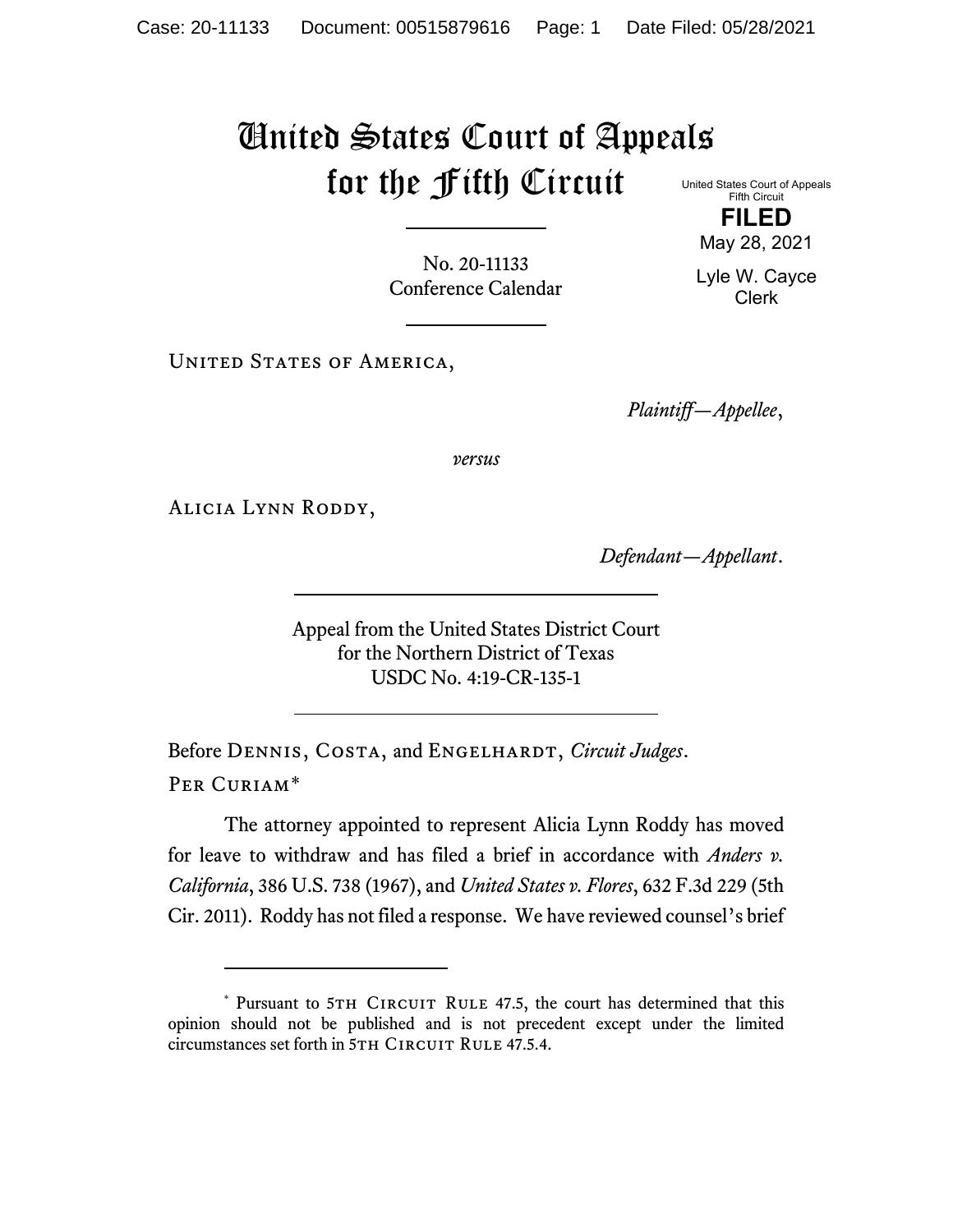# United States Court of Appeals for the Fifth Circuit

United States Court of Appeals
Fifth Circuit

**FILED**

May 28, 2021

Lyle W. Cayce
Clerk

No. 20-11133
Conference Calendar

United States of America,

*Plaintiff—Appellee*,

*versus*

Alicia Lynn Roddy,

*Defendant—Appellant*.

Appeal from the United States District Court
for the Northern District of Texas
USDC No. 4:19-CR-135-1

Before Dennis, Costa, and Engelhardt, *Circuit Judges*.

Per Curiam*

The attorney appointed to represent Alicia Lynn Roddy has moved for leave to withdraw and has filed a brief in accordance with *Anders v. California*, 386 U.S. 738 (1967), and *United States v. Flores*, 632 F.3d 229 (5th Cir. 2011). Roddy has not filed a response. We have reviewed counsel's brief

---

* Pursuant to 5th Circuit Rule 47.5, the court has determined that this opinion should not be published and is not precedent except under the limited circumstances set forth in 5th Circuit Rule 47.5.4.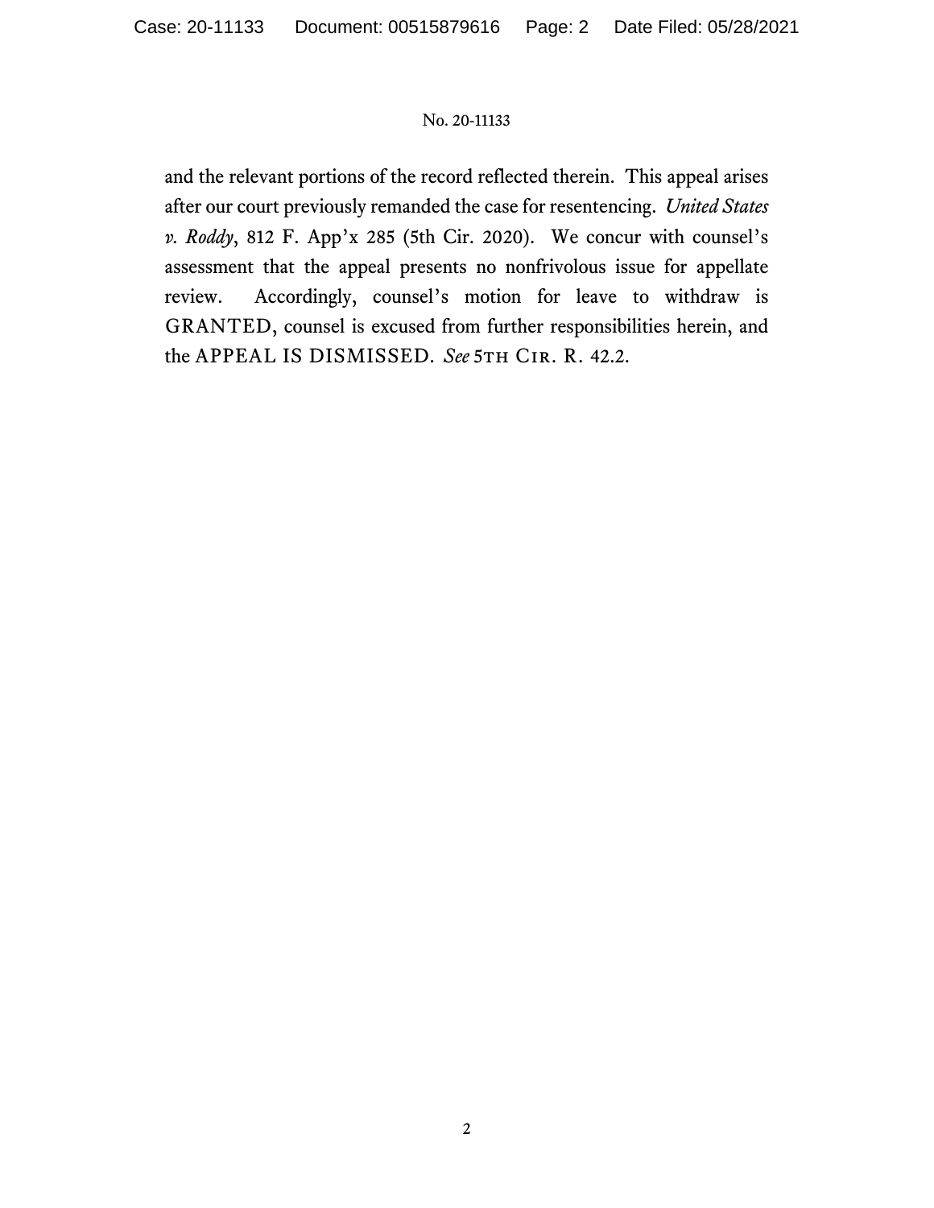and the relevant portions of the record reflected therein. This appeal arises after our court previously remanded the case for resentencing. *United States v. Roddy*, 812 F. App'x 285 (5th Cir. 2020). We concur with counsel's assessment that the appeal presents no nonfrivolous issue for appellate review. Accordingly, counsel's motion for leave to withdraw is GRANTED, counsel is excused from further responsibilities herein, and the APPEAL IS DISMISSED. *See* 5TH CIR. R. 42.2.